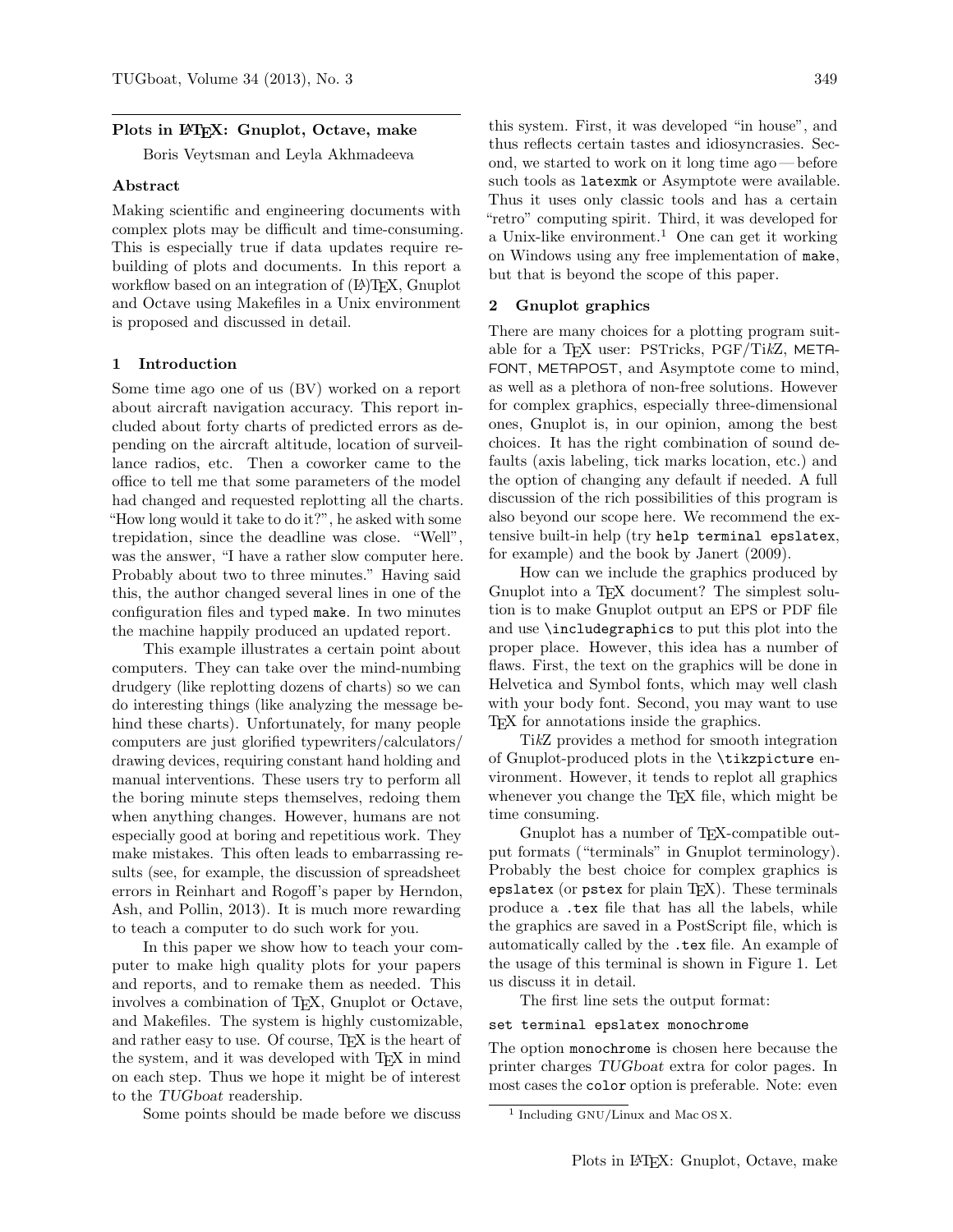# Plots in LaTeX: Gnuplot, Octave, make

Boris Veytsman and Leyla Akhmadeeva

## Abstract

Making scientific and engineering documents with complex plots may be difficult and time-consuming. This is especially true if data updates require rebuilding of plots and documents. In this report a workflow based on an integration of (LA)TeX, Gnuplot and Octave using Makefiles in a Unix environment is proposed and discussed in detail.

## 1 Introduction

Some time ago one of us (BV) worked on a report about aircraft navigation accuracy. This report included about forty charts of predicted errors as depending on the aircraft altitude, location of surveillance radios, etc. Then a coworker came to the office to tell me that some parameters of the model had changed and requested replotting all the charts. "How long would it take to do it?", he asked with some trepidation, since the deadline was close. "Well", was the answer, "I have a rather slow computer here. Probably about two to three minutes." Having said this, the author changed several lines in one of the configuration files and typed `make`. In two minutes the machine happily produced an updated report.

This example illustrates a certain point about computers. They can take over the mind-numbing drudgery (like replotting dozens of charts) so we can do interesting things (like analyzing the message behind these charts). Unfortunately, for many people computers are just glorified typewriters/calculators/drawing devices, requiring constant hand holding and manual interventions. These users try to perform all the boring minute steps themselves, redoing them when anything changes. However, humans are not especially good at boring and repetitious work. They make mistakes. This often leads to embarrassing results (see, for example, the discussion of spreadsheet errors in Reinhart and Rogoff's paper by Herndon, Ash, and Pollin, 2013). It is much more rewarding to teach a computer to do such work for you.

In this paper we show how to teach your computer to make high quality plots for your papers and reports, and to remake them as needed. This involves a combination of TeX, Gnuplot or Octave, and Makefiles. The system is highly customizable, and rather easy to use. Of course, TeX is the heart of the system, and it was developed with TeX in mind on each step. Thus we hope it might be of interest to the *TUGboat* readership.

Some points should be made before we discuss this system. First, it was developed "in house", and thus reflects certain tastes and idiosyncrasies. Second, we started to work on it long time ago — before such tools as `latexmk` or Asymptote were available. Thus it uses only classic tools and has a certain "retro" computing spirit. Third, it was developed for a Unix-like environment.[1] One can get it working on Windows using any free implementation of `make`, but that is beyond the scope of this paper.

## 2 Gnuplot graphics

There are many choices for a plotting program suitable for a TeX user: PSTricks, PGF/TikZ, METAFONT, METAPOST, and Asymptote come to mind, as well as a plethora of non-free solutions. However for complex graphics, especially three-dimensional ones, Gnuplot is, in our opinion, among the best choices. It has the right combination of sound defaults (axis labeling, tick marks location, etc.) and the option of changing any default if needed. A full discussion of the rich possibilities of this program is also beyond our scope here. We recommend the extensive built-in help (try `help terminal epslatex`, for example) and the book by Janert (2009).

How can we include the graphics produced by Gnuplot into a TeX document? The simplest solution is to make Gnuplot output an EPS or PDF file and use `\includegraphics` to put this plot into the proper place. However, this idea has a number of flaws. First, the text on the graphics will be done in Helvetica and Symbol fonts, which may well clash with your body font. Second, you may want to use TeX for annotations inside the graphics.

TikZ provides a method for smooth integration of Gnuplot-produced plots in the `\tikzpicture` environment. However, it tends to replot all graphics whenever you change the TeX file, which might be time consuming.

Gnuplot has a number of TeX-compatible output formats ("terminals" in Gnuplot terminology). Probably the best choice for complex graphics is `epslatex` (or `pstex` for plain TeX). These terminals produce a `.tex` file that has all the labels, while the graphics are saved in a PostScript file, which is automatically called by the `.tex` file. An example of the usage of this terminal is shown in Figure 1. Let us discuss it in detail.

The first line sets the output format:

```
set terminal epslatex monochrome
```

The option `monochrome` is chosen here because the printer charges *TUGboat* extra for color pages. In most cases the `color` option is preferable. Note: even

[1] Including GNU/Linux and Mac OS X.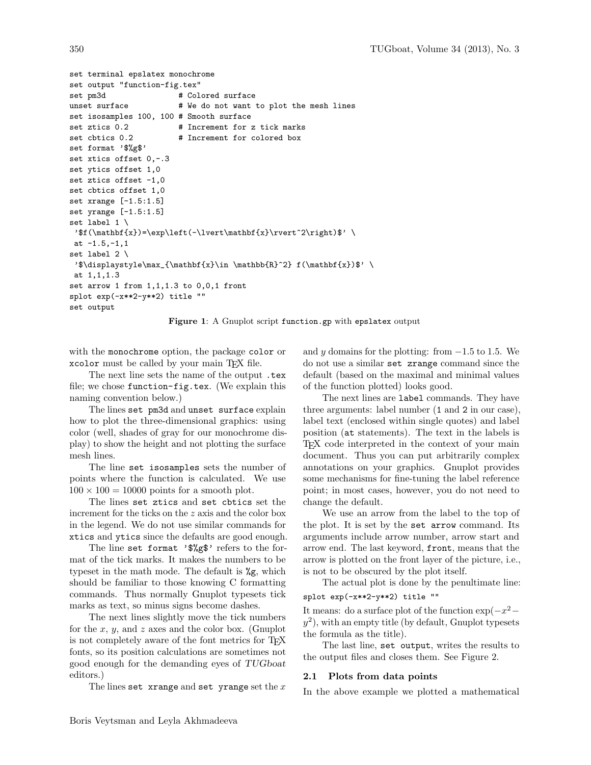```
set terminal epslatex monochrome
set output "function-fig.tex"
set pm3d                # Colored surface
unset surface           # We do not want to plot the mesh lines
set isosamples 100, 100 # Smooth surface
set ztics 0.2           # Increment for z tick marks
set cbtics 0.2          # Increment for colored box
set format '$%g$'
set xtics offset 0,-.3
set ytics offset 1,0
set ztics offset -1,0
set cbtics offset 1,0
set xrange [-1.5:1.5]
set yrange [-1.5:1.5]
set label 1 \
 '$f(\mathbf{x})=\exp\left(-\lvert\mathbf{x}\rvert^2\right)$' \
 at -1.5,-1,1
set label 2 \
 '$\displaystyle\max_{\mathbf{x}\in \mathbb{R}^2} f(\mathbf{x})$' \
 at 1,1,1.3
set arrow 1 from 1,1,1.3 to 0,0,1 front
splot exp(-x**2-y**2) title ""
set output
```

**Figure 1**: A Gnuplot script `function.gp` with `epslatex` output

with the `monochrome` option, the package `color` or `xcolor` must be called by your main TeX file.

The next line sets the name of the output `.tex` file; we chose `function-fig.tex`. (We explain this naming convention below.)

The lines `set pm3d` and `unset surface` explain how to plot the three-dimensional graphics: using color (well, shades of gray for our monochrome display) to show the height and not plotting the surface mesh lines.

The line `set isosamples` sets the number of points where the function is calculated. We use $100 \times 100 = 10000$ points for a smooth plot.

The lines `set ztics` and `set cbtics` set the increment for the ticks on the $z$ axis and the color box in the legend. We do not use similar commands for `xtics` and `ytics` since the defaults are good enough.

The line `set format '$%g$'` refers to the format of the tick marks. It makes the numbers to be typeset in the math mode. The default is `%g`, which should be familiar to those knowing C formatting commands. Thus normally Gnuplot typesets tick marks as text, so minus signs become dashes.

The next lines slightly move the tick numbers for the $x$, $y$, and $z$ axes and the color box. (Gnuplot is not completely aware of the font metrics for TeX fonts, so its position calculations are sometimes not good enough for the demanding eyes of *TUGboat* editors.)

The lines `set xrange` and `set yrange` set the $x$ and $y$ domains for the plotting: from $-1.5$ to 1.5. We do not use a similar `set zrange` command since the default (based on the maximal and minimal values of the function plotted) looks good.

The next lines are `label` commands. They have three arguments: label number (`1` and `2` in our case), label text (enclosed within single quotes) and label position (`at` statements). The text in the labels is TeX code interpreted in the context of your main document. Thus you can put arbitrarily complex annotations on your graphics. Gnuplot provides some mechanisms for fine-tuning the label reference point; in most cases, however, you do not need to change the default.

We use an arrow from the label to the top of the plot. It is set by the `set arrow` command. Its arguments include arrow number, arrow start and arrow end. The last keyword, `front`, means that the arrow is plotted on the front layer of the picture, i.e., is not to be obscured by the plot itself.

The actual plot is done by the penultimate line:

`splot exp(-x**2-y**2) title ""`

It means: do a surface plot of the function $\exp(-x^2 - y^2)$, with an empty title (by default, Gnuplot typesets the formula as the title).

The last line, `set output`, writes the results to the output files and closes them. See Figure 2.

### 2.1 Plots from data points

In the above example we plotted a mathematical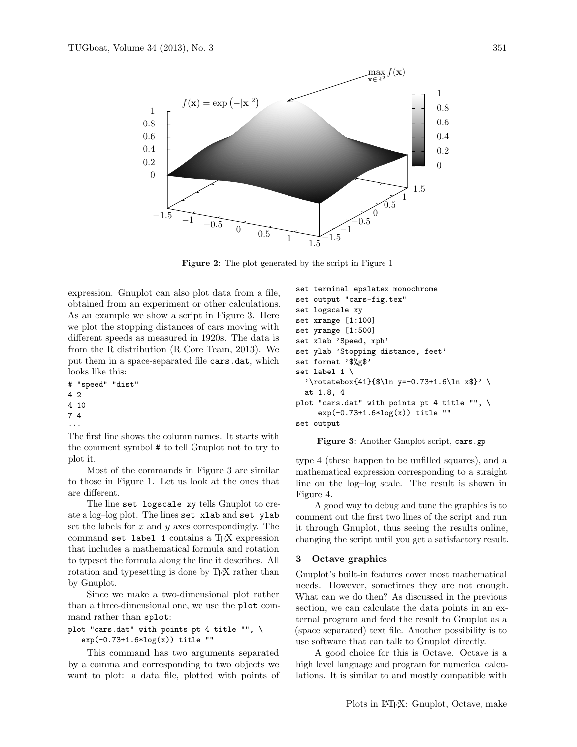Figure 2: The plot generated by the script in Figure 1

expression. Gnuplot can also plot data from a file, obtained from an experiment or other calculations. As an example we show a script in Figure 3. Here we plot the stopping distances of cars moving with different speeds as measured in 1920s. The data is from the R distribution (R Core Team, 2013). We put them in a space-separated file `cars.dat`, which looks like this:

```
# "speed" "dist"
4 2
4 10
7 4
...
```

The first line shows the column names. It starts with the comment symbol `#` to tell Gnuplot not to try to plot it.

Most of the commands in Figure 3 are similar to those in Figure 1. Let us look at the ones that are different.

The line `set logscale xy` tells Gnuplot to create a log–log plot. The lines `set xlab` and `set ylab` set the labels for $x$ and $y$ axes correspondingly. The command `set label 1` contains a TeX expression that includes a mathematical formula and rotation to typeset the formula along the line it describes. All rotation and typesetting is done by TeX rather than by Gnuplot.

Since we make a two-dimensional plot rather than a three-dimensional one, we use the `plot` command rather than `splot`:

```
plot "cars.dat" with points pt 4 title "", \
   exp(-0.73+1.6*log(x)) title ""
```

This command has two arguments separated by a comma and corresponding to two objects we want to plot: a data file, plotted with points of type 4 (these happen to be unfilled squares), and a mathematical expression corresponding to a straight line on the log–log scale. The result is shown in Figure 4.

```
set terminal epslatex monochrome
set output "cars-fig.tex"
set logscale xy
set xrange [1:100]
set yrange [1:500]
set xlab 'Speed, mph'
set ylab 'Stopping distance, feet'
set format '$%g$'
set label 1 \
  '\rotatebox{41}{$\ln y=-0.73+1.6\ln x$}' \
  at 1.8, 4
plot "cars.dat" with points pt 4 title "", \
     exp(-0.73+1.6*log(x)) title ""
set output
```

Figure 3: Another Gnuplot script, `cars.gp`

A good way to debug and tune the graphics is to comment out the first two lines of the script and run it through Gnuplot, thus seeing the results online, changing the script until you get a satisfactory result.

## 3 Octave graphics

Gnuplot's built-in features cover most mathematical needs. However, sometimes they are not enough. What can we do then? As discussed in the previous section, we can calculate the data points in an external program and feed the result to Gnuplot as a (space separated) text file. Another possibility is to use software that can talk to Gnuplot directly.

A good choice for this is Octave. Octave is a high level language and program for numerical calculations. It is similar to and mostly compatible with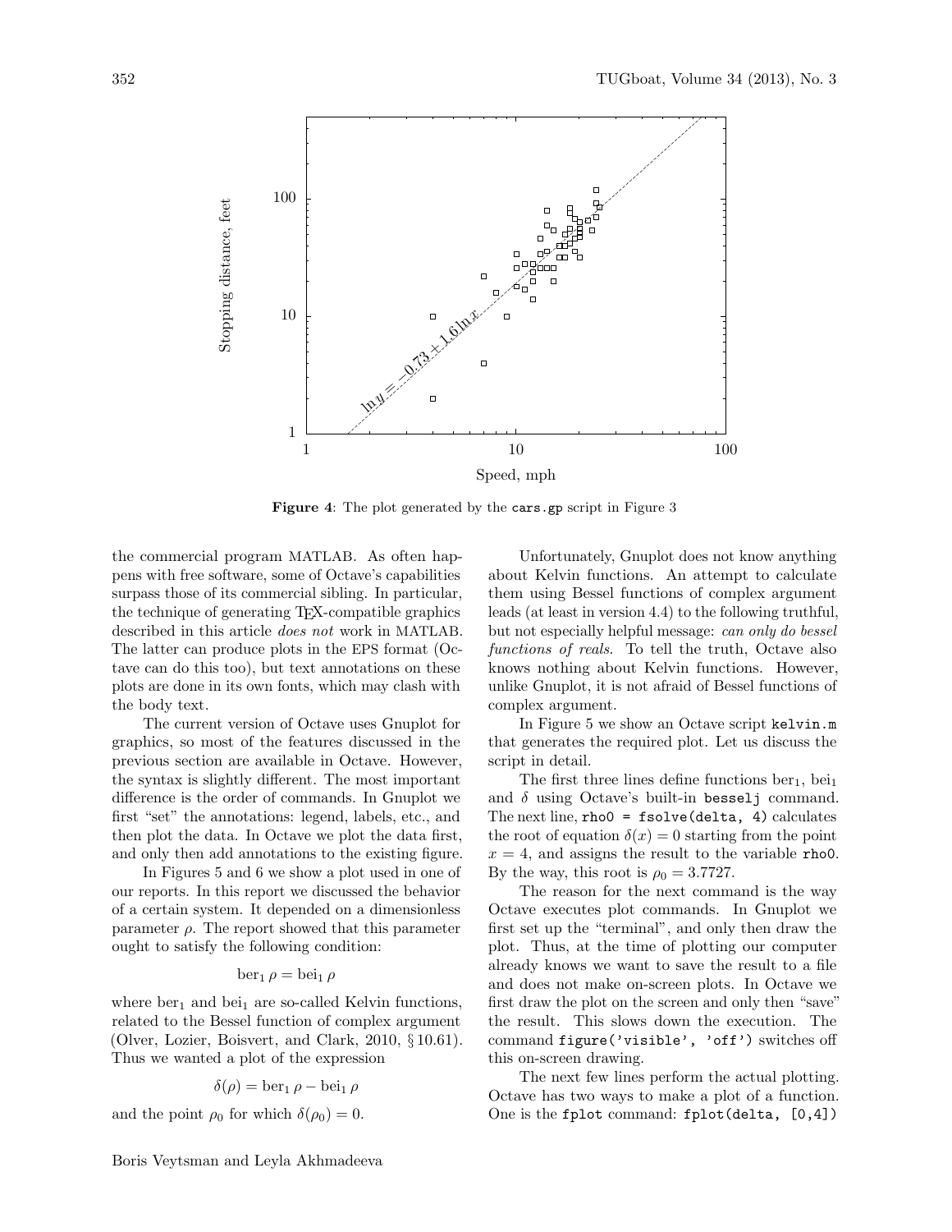**Figure 4**: The plot generated by the `cars.gp` script in Figure 3

the commercial program MATLAB. As often happens with free software, some of Octave's capabilities surpass those of its commercial sibling. In particular, the technique of generating TEX-compatible graphics described in this article *does not* work in MATLAB. The latter can produce plots in the EPS format (Octave can do this too), but text annotations on these plots are done in its own fonts, which may clash with the body text.

The current version of Octave uses Gnuplot for graphics, so most of the features discussed in the previous section are available in Octave. However, the syntax is slightly different. The most important difference is the order of commands. In Gnuplot we first "set" the annotations: legend, labels, etc., and then plot the data. In Octave we plot the data first, and only then add annotations to the existing figure.

In Figures 5 and 6 we show a plot used in one of our reports. In this report we discussed the behavior of a certain system. It depended on a dimensionless parameter $\rho$. The report showed that this parameter ought to satisfy the following condition:

$$\mathrm{ber}_1\,\rho = \mathrm{bei}_1\,\rho$$

where $\mathrm{ber}_1$ and $\mathrm{bei}_1$ are so-called Kelvin functions, related to the Bessel function of complex argument (Olver, Lozier, Boisvert, and Clark, 2010, § 10.61). Thus we wanted a plot of the expression

$$\delta(\rho) = \mathrm{ber}_1\,\rho - \mathrm{bei}_1\,\rho$$

and the point $\rho_0$ for which $\delta(\rho_0) = 0$.

Unfortunately, Gnuplot does not know anything about Kelvin functions. An attempt to calculate them using Bessel functions of complex argument leads (at least in version 4.4) to the following truthful, but not especially helpful message: *can only do bessel functions of reals*. To tell the truth, Octave also knows nothing about Kelvin functions. However, unlike Gnuplot, it is not afraid of Bessel functions of complex argument.

In Figure 5 we show an Octave script `kelvin.m` that generates the required plot. Let us discuss the script in detail.

The first three lines define functions $\mathrm{ber}_1$, $\mathrm{bei}_1$ and $\delta$ using Octave's built-in `besselj` command. The next line, `rho0 = fsolve(delta, 4)` calculates the root of equation $\delta(x) = 0$ starting from the point $x = 4$, and assigns the result to the variable `rho0`. By the way, this root is $\rho_0 = 3.7727$.

The reason for the next command is the way Octave executes plot commands. In Gnuplot we first set up the "terminal", and only then draw the plot. Thus, at the time of plotting our computer already knows we want to save the result to a file and does not make on-screen plots. In Octave we first draw the plot on the screen and only then "save" the result. This slows down the execution. The command `figure('visible', 'off')` switches off this on-screen drawing.

The next few lines perform the actual plotting. Octave has two ways to make a plot of a function. One is the `fplot` command: `fplot(delta, [0,4])`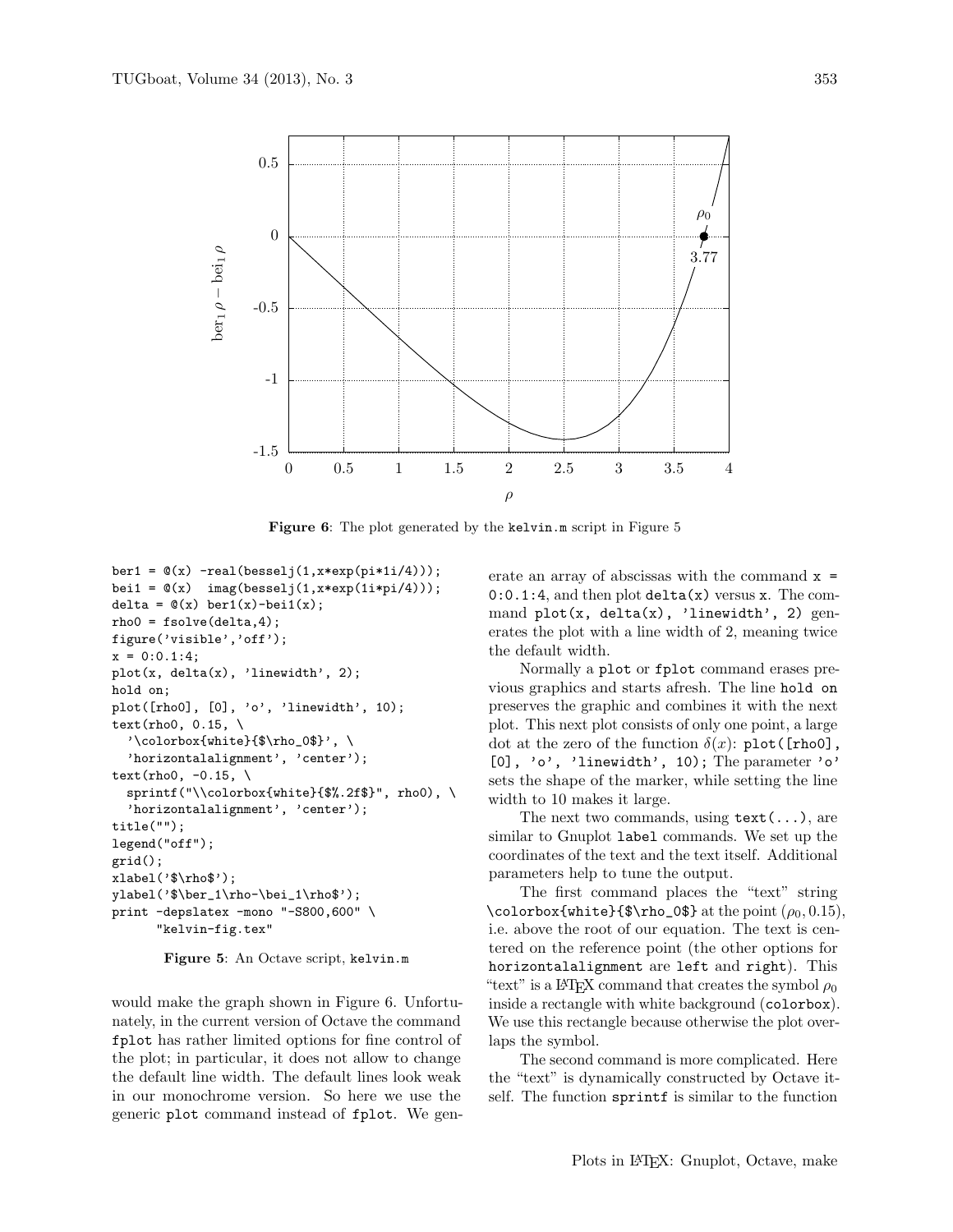Figure 6: The plot generated by the kelvin.m script in Figure 5

```
ber1 = @(x) -real(besselj(1,x*exp(pi*1i/4)));
bei1 = @(x)  imag(besselj(1,x*exp(1i*pi/4)));
delta = @(x) ber1(x)-bei1(x);
rho0 = fsolve(delta,4);
figure('visible','off');
x = 0:0.1:4;
plot(x, delta(x), 'linewidth', 2);
hold on;
plot([rho0], [0], 'o', 'linewidth', 10);
text(rho0, 0.15, \
  '\colorbox{white}{$\rho_0$}', \
  'horizontalalignment', 'center');
text(rho0, -0.15, \
  sprintf("\\colorbox{white}{$%.2f$}", rho0), \
  'horizontalalignment', 'center');
title("");
legend("off");
grid();
xlabel('$\rho$');
ylabel('$\ber_1\rho-\bei_1\rho$');
print -depslatex -mono "-S800,600" \
      "kelvin-fig.tex"
```

Figure 5: An Octave script, kelvin.m

would make the graph shown in Figure 6. Unfortunately, in the current version of Octave the command `fplot` has rather limited options for fine control of the plot; in particular, it does not allow to change the default line width. The default lines look weak in our monochrome version. So here we use the generic `plot` command instead of `fplot`. We generate an array of abscissas with the command `x = 0:0.1:4`, and then plot `delta(x)` versus `x`. The command `plot(x, delta(x), 'linewidth', 2)` generates the plot with a line width of 2, meaning twice the default width.

Normally a `plot` or `fplot` command erases previous graphics and starts afresh. The line `hold on` preserves the graphic and combines it with the next plot. This next plot consists of only one point, a large dot at the zero of the function $\delta(x)$: `plot([rho0], [0], 'o', 'linewidth', 10);` The parameter `'o'` sets the shape of the marker, while setting the line width to 10 makes it large.

The next two commands, using `text(...)`, are similar to Gnuplot `label` commands. We set up the coordinates of the text and the text itself. Additional parameters help to tune the output.

The first command places the "text" string `\colorbox{white}{$\rho_0$}` at the point $(\rho_0, 0.15)$, i.e. above the root of our equation. The text is centered on the reference point (the other options for `horizontalalignment` are `left` and `right`). This "text" is a LaTeX command that creates the symbol $\rho_0$ inside a rectangle with white background (`colorbox`). We use this rectangle because otherwise the plot overlaps the symbol.

The second command is more complicated. Here the "text" is dynamically constructed by Octave itself. The function `sprintf` is similar to the function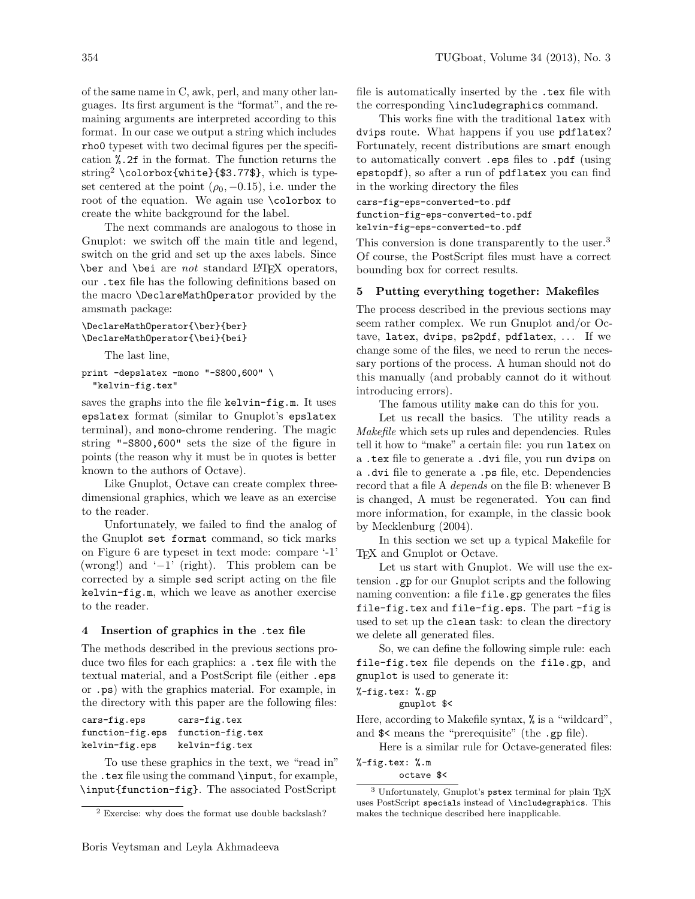of the same name in C, awk, perl, and many other languages. Its first argument is the "format", and the remaining arguments are interpreted according to this format. In our case we output a string which includes `rho0` typeset with two decimal figures per the specification `%.2f` in the format. The function returns the string[2] `\colorbox{white}{$3.77$}`, which is typeset centered at the point $(\rho_0, -0.15)$, i.e. under the root of the equation. We again use `\colorbox` to create the white background for the label.

The next commands are analogous to those in Gnuplot: we switch off the main title and legend, switch on the grid and set up the axes labels. Since `\ber` and `\bei` are *not* standard LaTeX operators, our `.tex` file has the following definitions based on the macro `\DeclareMathOperator` provided by the amsmath package:

```
\DeclareMathOperator{\ber}{ber}
\DeclareMathOperator{\bei}{bei}
```

The last line,

```
print -depslatex -mono "-S800,600" \
  "kelvin-fig.tex"
```

saves the graphs into the file `kelvin-fig.m`. It uses `epslatex` format (similar to Gnuplot's `epslatex` terminal), and `mono`-chrome rendering. The magic string `"-S800,600"` sets the size of the figure in points (the reason why it must be in quotes is better known to the authors of Octave).

Like Gnuplot, Octave can create complex three-dimensional graphics, which we leave as an exercise to the reader.

Unfortunately, we failed to find the analog of the Gnuplot `set format` command, so tick marks on Figure 6 are typeset in text mode: compare '-1' (wrong!) and '$-1$' (right). This problem can be corrected by a simple `sed` script acting on the file `kelvin-fig.m`, which we leave as another exercise to the reader.

## 4 Insertion of graphics in the .tex file

The methods described in the previous sections produce two files for each graphics: a `.tex` file with the textual material, and a PostScript file (either `.eps` or `.ps`) with the graphics material. For example, in the directory with this paper are the following files:

```
cars-fig.eps      cars-fig.tex
function-fig.eps  function-fig.tex
kelvin-fig.eps    kelvin-fig.tex
```

To use these graphics in the text, we "read in" the `.tex` file using the command `\input`, for example, `\input{function-fig}`. The associated PostScript file is automatically inserted by the `.tex` file with the corresponding `\includegraphics` command.

This works fine with the traditional `latex` with `dvips` route. What happens if you use `pdflatex`? Fortunately, recent distributions are smart enough to automatically convert `.eps` files to `.pdf` (using `epstopdf`), so after a run of `pdflatex` you can find in the working directory the files

```
cars-fig-eps-converted-to.pdf
function-fig-eps-converted-to.pdf
kelvin-fig-eps-converted-to.pdf
```

This conversion is done transparently to the user.[3] Of course, the PostScript files must have a correct bounding box for correct results.

## 5 Putting everything together: Makefiles

The process described in the previous sections may seem rather complex. We run Gnuplot and/or Octave, `latex`, `dvips`, `ps2pdf`, `pdflatex`, ... If we change some of the files, we need to rerun the necessary portions of the process. A human should not do this manually (and probably cannot do it without introducing errors).

The famous utility `make` can do this for you.

Let us recall the basics. The utility reads a *Makefile* which sets up rules and dependencies. Rules tell it how to "make" a certain file: you run `latex` on a `.tex` file to generate a `.dvi` file, you run `dvips` on a `.dvi` file to generate a `.ps` file, etc. Dependencies record that a file A *depends* on the file B: whenever B is changed, A must be regenerated. You can find more information, for example, in the classic book by Mecklenburg (2004).

In this section we set up a typical Makefile for TeX and Gnuplot or Octave.

Let us start with Gnuplot. We will use the extension `.gp` for our Gnuplot scripts and the following naming convention: a file `file.gp` generates the files `file-fig.tex` and `file-fig.eps`. The part `-fig` is used to set up the `clean` task: to clean the directory we delete all generated files.

So, we can define the following simple rule: each `file-fig.tex` file depends on the `file.gp`, and `gnuplot` is used to generate it:

```
%-fig.tex: %.gp
        gnuplot $<
```

Here, according to Makefile syntax, `%` is a "wildcard", and `$<` means the "prerequisite" (the `.gp` file).

Here is a similar rule for Octave-generated files:

```
%-fig.tex: %.m
        octave $<
```

[2] Exercise: why does the format use double backslash?

[3] Unfortunately, Gnuplot's `pstex` terminal for plain TeX uses PostScript `special`s instead of `\includegraphics`. This makes the technique described here inapplicable.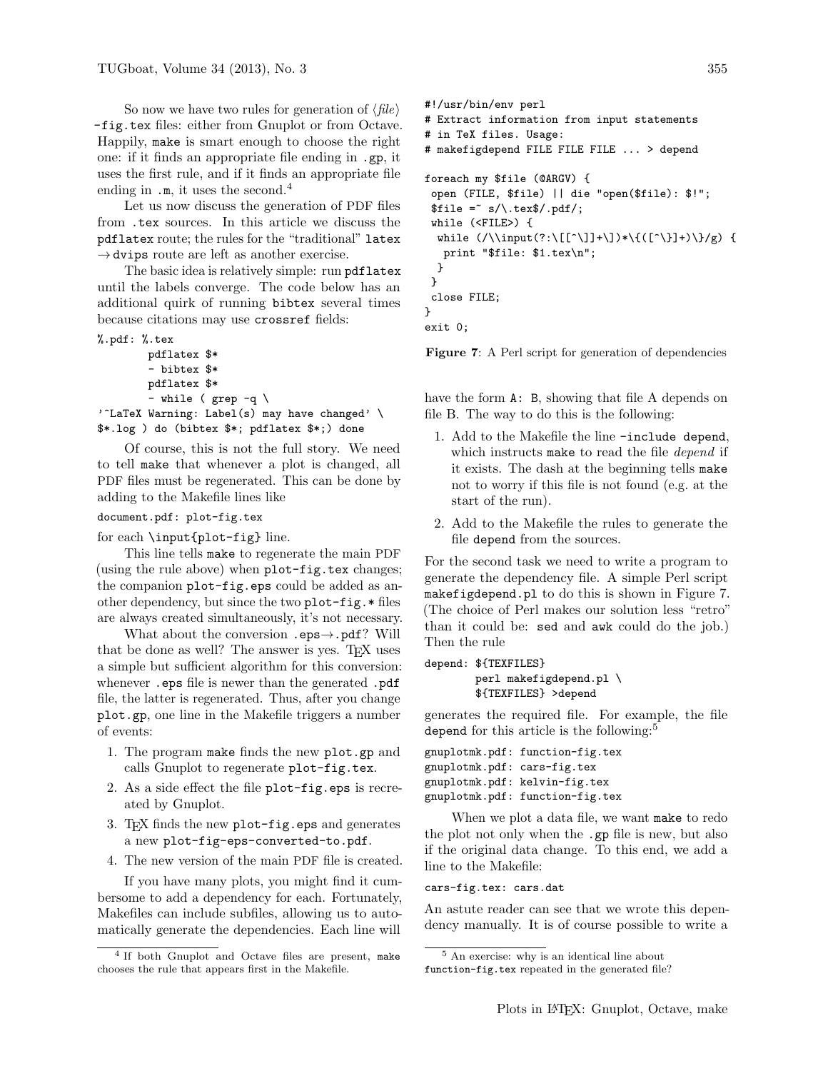So now we have two rules for generation of ⟨*file*⟩`-fig.tex` files: either from Gnuplot or from Octave. Happily, `make` is smart enough to choose the right one: if it finds an appropriate file ending in `.gp`, it uses the first rule, and if it finds an appropriate file ending in `.m`, it uses the second.[4]

Let us now discuss the generation of PDF files from `.tex` sources. In this article we discuss the `pdflatex` route; the rules for the "traditional" `latex` → `dvips` route are left as another exercise.

The basic idea is relatively simple: run `pdflatex` until the labels converge. The code below has an additional quirk of running `bibtex` several times because citations may use `crossref` fields:

```
%.pdf: %.tex
        pdflatex $*
        - bibtex $*
        pdflatex $*
        - while ( grep -q \
'^LaTeX Warning: Label(s) may have changed' \
$*.log ) do (bibtex $*; pdflatex $*;) done
```

Of course, this is not the full story. We need to tell `make` that whenever a plot is changed, all PDF files must be regenerated. This can be done by adding to the Makefile lines like

```
document.pdf: plot-fig.tex
```

for each `\input{plot-fig}` line.

This line tells `make` to regenerate the main PDF (using the rule above) when `plot-fig.tex` changes; the companion `plot-fig.eps` could be added as another dependency, but since the two `plot-fig.*` files are always created simultaneously, it's not necessary.

What about the conversion `.eps`→`.pdf`? Will that be done as well? The answer is yes. TeX uses a simple but sufficient algorithm for this conversion: whenever `.eps` file is newer than the generated `.pdf` file, the latter is regenerated. Thus, after you change `plot.gp`, one line in the Makefile triggers a number of events:

1. The program `make` finds the new `plot.gp` and calls Gnuplot to regenerate `plot-fig.tex`.
2. As a side effect the file `plot-fig.eps` is recreated by Gnuplot.
3. TeX finds the new `plot-fig.eps` and generates a new `plot-fig-eps-converted-to.pdf`.
4. The new version of the main PDF file is created.

If you have many plots, you might find it cumbersome to add a dependency for each. Fortunately, Makefiles can include subfiles, allowing us to automatically generate the dependencies. Each line will have the form `A: B`, showing that file A depends on file B. The way to do this is the following:

1. Add to the Makefile the line `-include depend`, which instructs `make` to read the file *depend* if it exists. The dash at the beginning tells `make` not to worry if this file is not found (e.g. at the start of the run).
2. Add to the Makefile the rules to generate the file `depend` from the sources.

```
#!/usr/bin/env perl
# Extract information from input statements
# in TeX files. Usage:
# makefigdepend FILE FILE FILE ... > depend

foreach my $file (@ARGV) {
 open (FILE, $file) || die "open($file): $!";
 $file =~ s/\.tex$/.pdf/;
 while (<FILE>) {
  while (/\\input(?:\[[^\]]+\])*\{([^\}]+)\}/g) {
   print "$file: $1.tex\n";
  }
 }
 close FILE;
}
exit 0;
```

**Figure 7**: A Perl script for generation of dependencies

For the second task we need to write a program to generate the dependency file. A simple Perl script `makefigdepend.pl` to do this is shown in Figure 7. (The choice of Perl makes our solution less "retro" than it could be: `sed` and `awk` could do the job.) Then the rule

```
depend: ${TEXFILES}
        perl makefigdepend.pl \
        ${TEXFILES} >depend
```

generates the required file. For example, the file `depend` for this article is the following:[5]

```
gnuplotmk.pdf: function-fig.tex
gnuplotmk.pdf: cars-fig.tex
gnuplotmk.pdf: kelvin-fig.tex
gnuplotmk.pdf: function-fig.tex
```

When we plot a data file, we want `make` to redo the plot not only when the `.gp` file is new, but also if the original data change. To this end, we add a line to the Makefile:

```
cars-fig.tex: cars.dat
```

An astute reader can see that we wrote this dependency manually. It is of course possible to write a

[4] If both Gnuplot and Octave files are present, `make` chooses the rule that appears first in the Makefile.

[5] An exercise: why is an identical line about `function-fig.tex` repeated in the generated file?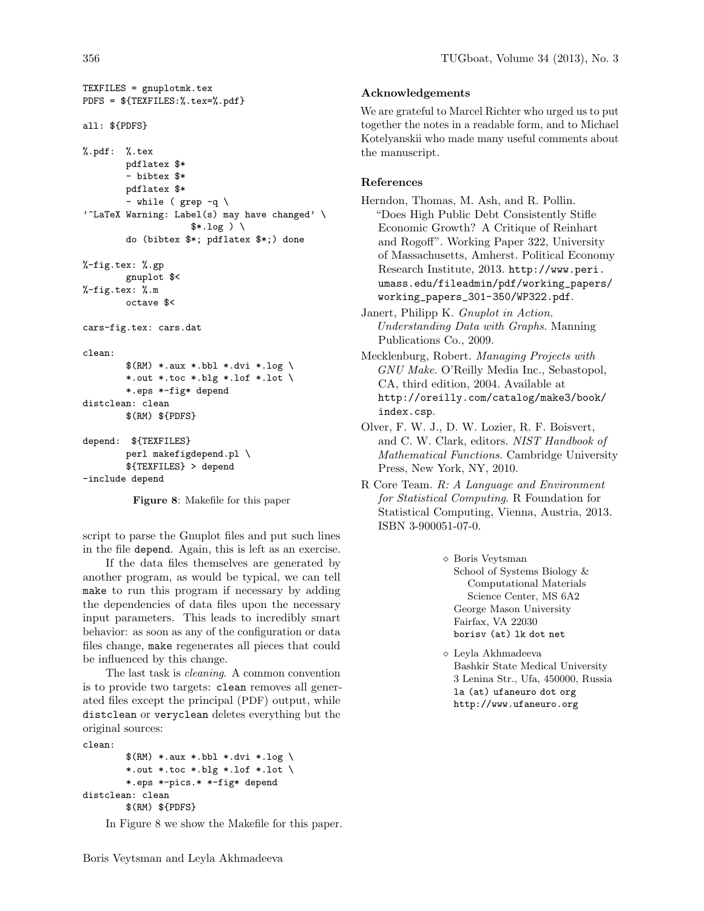```
TEXFILES = gnuplotmk.tex
PDFS = ${TEXFILES:%.tex=%.pdf}

all: ${PDFS}

%.pdf:  %.tex
        pdflatex $*
        - bibtex $*
        pdflatex $*
        - while ( grep -q \
'^LaTeX Warning: Label(s) may have changed' \
                 $*.log ) \
        do (bibtex $*; pdflatex $*;) done

%-fig.tex: %.gp
        gnuplot $<
%-fig.tex: %.m
        octave $<

cars-fig.tex: cars.dat

clean:
        $(RM) *.aux *.bbl *.dvi *.log \
        *.out *.toc *.blg *.lof *.lot \
        *.eps *-fig* depend
distclean: clean
        $(RM) ${PDFS}

depend:  ${TEXFILES}
        perl makefigdepend.pl \
        ${TEXFILES} > depend
-include depend
```

**Figure 8**: Makefile for this paper

script to parse the Gnuplot files and put such lines in the file `depend`. Again, this is left as an exercise.

If the data files themselves are generated by another program, as would be typical, we can tell `make` to run this program if necessary by adding the dependencies of data files upon the necessary input parameters. This leads to incredibly smart behavior: as soon as any of the configuration or data files change, `make` regenerates all pieces that could be influenced by this change.

The last task is *cleaning*. A common convention is to provide two targets: `clean` removes all generated files except the principal (PDF) output, while `distclean` or `veryclean` deletes everything but the original sources:

```
clean:
        $(RM) *.aux *.bbl *.dvi *.log \
        *.out *.toc *.blg *.lof *.lot \
        *.eps *-pics.* *-fig* depend
distclean: clean
        $(RM) ${PDFS}
```

In Figure 8 we show the Makefile for this paper.

### Acknowledgements

We are grateful to Marcel Richter who urged us to put together the notes in a readable form, and to Michael Kotelyanskii who made many useful comments about the manuscript.

### References

Herndon, Thomas, M. Ash, and R. Pollin. "Does High Public Debt Consistently Stifle Economic Growth? A Critique of Reinhart and Rogoff". Working Paper 322, University of Massachusetts, Amherst. Political Economy Research Institute, 2013. `http://www.peri.umass.edu/fileadmin/pdf/working_papers/working_papers_301-350/WP322.pdf`.

Janert, Philipp K. *Gnuplot in Action. Understanding Data with Graphs*. Manning Publications Co., 2009.

Mecklenburg, Robert. *Managing Projects with GNU Make*. O'Reilly Media Inc., Sebastopol, CA, third edition, 2004. Available at `http://oreilly.com/catalog/make3/book/index.csp`.

Olver, F. W. J., D. W. Lozier, R. F. Boisvert, and C. W. Clark, editors. *NIST Handbook of Mathematical Functions*. Cambridge University Press, New York, NY, 2010.

R Core Team. *R: A Language and Environment for Statistical Computing*. R Foundation for Statistical Computing, Vienna, Austria, 2013. ISBN 3-900051-07-0.

◇ Boris Veytsman
School of Systems Biology &
Computational Materials
Science Center, MS 6A2
George Mason University
Fairfax, VA 22030
`borisv (at) lk dot net`

◇ Leyla Akhmadeeva
Bashkir State Medical University
3 Lenina Str., Ufa, 450000, Russia
`la (at) ufaneuro dot org`
`http://www.ufaneuro.org`